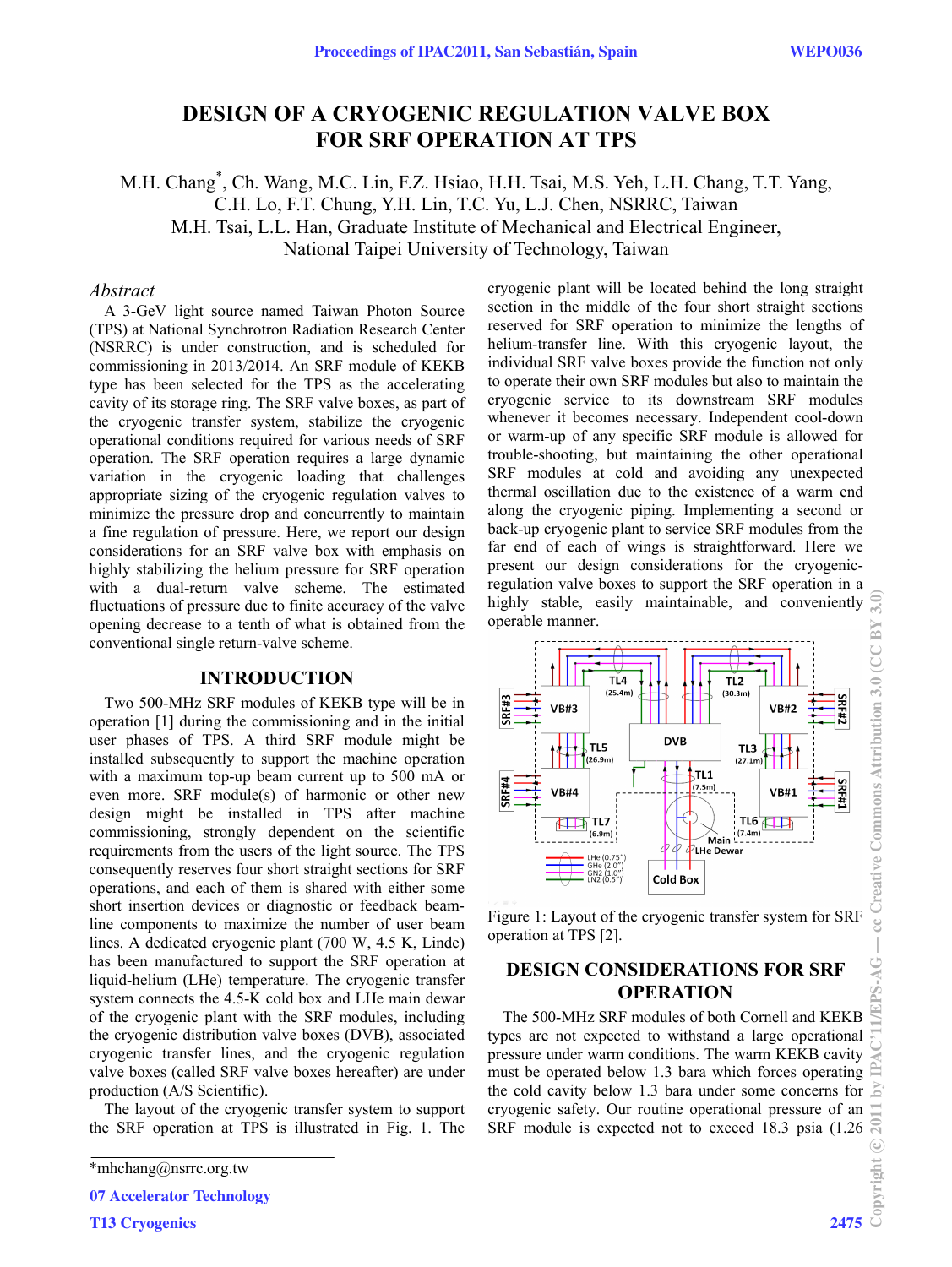# DESIGN OF A CRYOGENIC REGULATION VALVE BOX FOR SRF OPERATION AT TPS

M.H. Chang*, Ch. Wang, M.C. Lin, F.Z. Hsiao, H.H. Tsai, M.S. Yeh, L.H. Chang, T.T. Yang, C.H. Lo, F.T. Chung, Y.H. Lin, T.C. Yu, L.J. Chen, NSRRC, Taiwan
M.H. Tsai, L.L. Han, Graduate Institute of Mechanical and Electrical Engineer, National Taipei University of Technology, Taiwan

## *Abstract*

A 3-GeV light source named Taiwan Photon Source (TPS) at National Synchrotron Radiation Research Center (NSRRC) is under construction, and is scheduled for commissioning in 2013/2014. An SRF module of KEKB type has been selected for the TPS as the accelerating cavity of its storage ring. The SRF valve boxes, as part of the cryogenic transfer system, stabilize the cryogenic operational conditions required for various needs of SRF operation. The SRF operation requires a large dynamic variation in the cryogenic loading that challenges appropriate sizing of the cryogenic regulation valves to minimize the pressure drop and concurrently to maintain a fine regulation of pressure. Here, we report our design considerations for an SRF valve box with emphasis on highly stabilizing the helium pressure for SRF operation with a dual-return valve scheme. The estimated fluctuations of pressure due to finite accuracy of the valve opening decrease to a tenth of what is obtained from the conventional single return-valve scheme.

## INTRODUCTION

Two 500-MHz SRF modules of KEKB type will be in operation [1] during the commissioning and in the initial user phases of TPS. A third SRF module might be installed subsequently to support the machine operation with a maximum top-up beam current up to 500 mA or even more. SRF module(s) of harmonic or other new design might be installed in TPS after machine commissioning, strongly dependent on the scientific requirements from the users of the light source. The TPS consequently reserves four short straight sections for SRF operations, and each of them is shared with either some short insertion devices or diagnostic or feedback beam-line components to maximize the number of user beam lines. A dedicated cryogenic plant (700 W, 4.5 K, Linde) has been manufactured to support the SRF operation at liquid-helium (LHe) temperature. The cryogenic transfer system connects the 4.5-K cold box and LHe main dewar of the cryogenic plant with the SRF modules, including the cryogenic distribution valve boxes (DVB), associated cryogenic transfer lines, and the cryogenic regulation valve boxes (called SRF valve boxes hereafter) are under production (A/S Scientific).

The layout of the cryogenic transfer system to support the SRF operation at TPS is illustrated in Fig. 1. The cryogenic plant will be located behind the long straight section in the middle of the four short straight sections reserved for SRF operation to minimize the lengths of helium-transfer line. With this cryogenic layout, the individual SRF valve boxes provide the function not only to operate their own SRF modules but also to maintain the cryogenic service to its downstream SRF modules whenever it becomes necessary. Independent cool-down or warm-up of any specific SRF module is allowed for trouble-shooting, but maintaining the other operational SRF modules at cold and avoiding any unexpected thermal oscillation due to the existence of a warm end along the cryogenic piping. Implementing a second or back-up cryogenic plant to service SRF modules from the far end of each of wings is straightforward. Here we present our design considerations for the cryogenic-regulation valve boxes to support the SRF operation in a highly stable, easily maintainable, and conveniently operable manner.

Figure 1: Layout of the cryogenic transfer system for SRF operation at TPS [2].

## DESIGN CONSIDERATIONS FOR SRF OPERATION

The 500-MHz SRF modules of both Cornell and KEKB types are not expected to withstand a large operational pressure under warm conditions. The warm KEKB cavity must be operated below 1.3 bara which forces operating the cold cavity below 1.3 bara under some concerns for cryogenic safety. Our routine operational pressure of an SRF module is expected not to exceed 18.3 psia (1.26

*mhchang@nsrrc.org.tw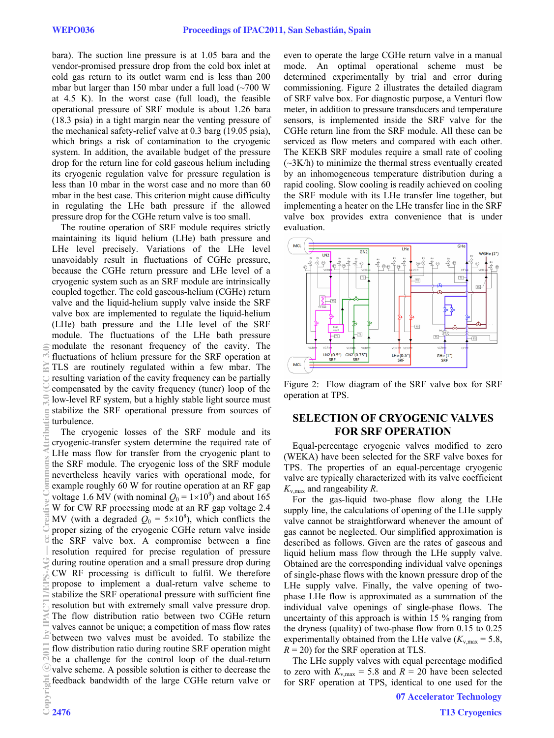bara). The suction line pressure is at 1.05 bara and the vendor-promised pressure drop from the cold box inlet at cold gas return to its outlet warm end is less than 200 mbar but larger than 150 mbar under a full load (~700 W at 4.5 K). In the worst case (full load), the feasible operational pressure of SRF module is about 1.26 bara (18.3 psia) in a tight margin near the venting pressure of the mechanical safety-relief valve at 0.3 barg (19.05 psia), which brings a risk of contamination to the cryogenic system. In addition, the available budget of the pressure drop for the return line for cold gaseous helium including its cryogenic regulation valve for pressure regulation is less than 10 mbar in the worst case and no more than 60 mbar in the best case. This criterion might cause difficulty in regulating the LHe bath pressure if the allowed pressure drop for the CGHe return valve is too small.

The routine operation of SRF module requires strictly maintaining its liquid helium (LHe) bath pressure and LHe level precisely. Variations of the LHe level unavoidably result in fluctuations of CGHe pressure, because the CGHe return pressure and LHe level of a cryogenic system such as an SRF module are intrinsically coupled together. The cold gaseous-helium (CGHe) return valve and the liquid-helium supply valve inside the SRF valve box are implemented to regulate the liquid-helium (LHe) bath pressure and the LHe level of the SRF module. The fluctuations of the LHe bath pressure modulate the resonant frequency of the cavity. The fluctuations of helium pressure for the SRF operation at TLS are routinely regulated within a few mbar. The resulting variation of the cavity frequency can be partially compensated by the cavity frequency (tuner) loop of the low-level RF system, but a highly stable light source must stabilize the SRF operational pressure from sources of turbulence.

The cryogenic losses of the SRF module and its cryogenic-transfer system determine the required rate of LHe mass flow for transfer from the cryogenic plant to the SRF module. The cryogenic loss of the SRF module nevertheless heavily varies with operational mode, for example roughly 60 W for routine operation at an RF gap voltage 1.6 MV (with nominal $Q_0 = 1{\times}10^9$) and about 165 W for CW RF processing mode at an RF gap voltage 2.4 MV (with a degraded $Q_0 = 5{\times}10^8$), which conflicts the proper sizing of the cryogenic CGHe return valve inside the SRF valve box. A compromise between a fine resolution required for precise regulation of pressure during routine operation and a small pressure drop during CW RF processing is difficult to fulfil. We therefore propose to implement a dual-return valve scheme to stabilize the SRF operational pressure with sufficient fine resolution but with extremely small valve pressure drop. The flow distribution ratio between two CGHe return valves cannot be unique; a competition of mass flow rates between two valves must be avoided. To stabilize the flow distribution ratio during routine SRF operation might be a challenge for the control loop of the dual-return valve scheme. A possible solution is either to decrease the feedback bandwidth of the large CGHe return valve or even to operate the large CGHe return valve in a manual mode. An optimal operational scheme must be determined experimentally by trial and error during commissioning. Figure 2 illustrates the detailed diagram of SRF valve box. For diagnostic purpose, a Venturi flow meter, in addition to pressure transducers and temperature sensors, is implemented inside the SRF valve for the CGHe return line from the SRF module. All these can be serviced as flow meters and compared with each other. The KEKB SRF modules require a small rate of cooling (~3K/h) to minimize the thermal stress eventually created by an inhomogeneous temperature distribution during a rapid cooling. Slow cooling is readily achieved on cooling the SRF module with its LHe transfer line together, but implementing a heater on the LHe transfer line in the SRF valve box provides extra convenience that is under evaluation.

Figure 2: Flow diagram of the SRF valve box for SRF operation at TPS.

## SELECTION OF CRYOGENIC VALVES FOR SRF OPERATION

Equal-percentage cryogenic valves modified to zero (WEKA) have been selected for the SRF valve boxes for TPS. The properties of an equal-percentage cryogenic valve are typically characterized with its valve coefficient $K_{v,max}$ and rangeability $R$.

For the gas-liquid two-phase flow along the LHe supply line, the calculations of opening of the LHe supply valve cannot be straightforward whenever the amount of gas cannot be neglected. Our simplified approximation is described as follows. Given are the rates of gaseous and liquid helium mass flow through the LHe supply valve. Obtained are the corresponding individual valve openings of single-phase flows with the known pressure drop of the LHe supply valve. Finally, the valve opening of two-phase LHe flow is approximated as a summation of the individual valve openings of single-phase flows. The uncertainty of this approach is within 15 % ranging from the dryness (quality) of two-phase flow from 0.15 to 0.25 experimentally obtained from the LHe valve ($K_{v,max} = 5.8$, $R = 20$) for the SRF operation at TLS.

The LHe supply valves with equal percentage modified to zero with $K_{v,max} = 5.8$ and $R = 20$ have been selected for SRF operation at TPS, identical to one used for the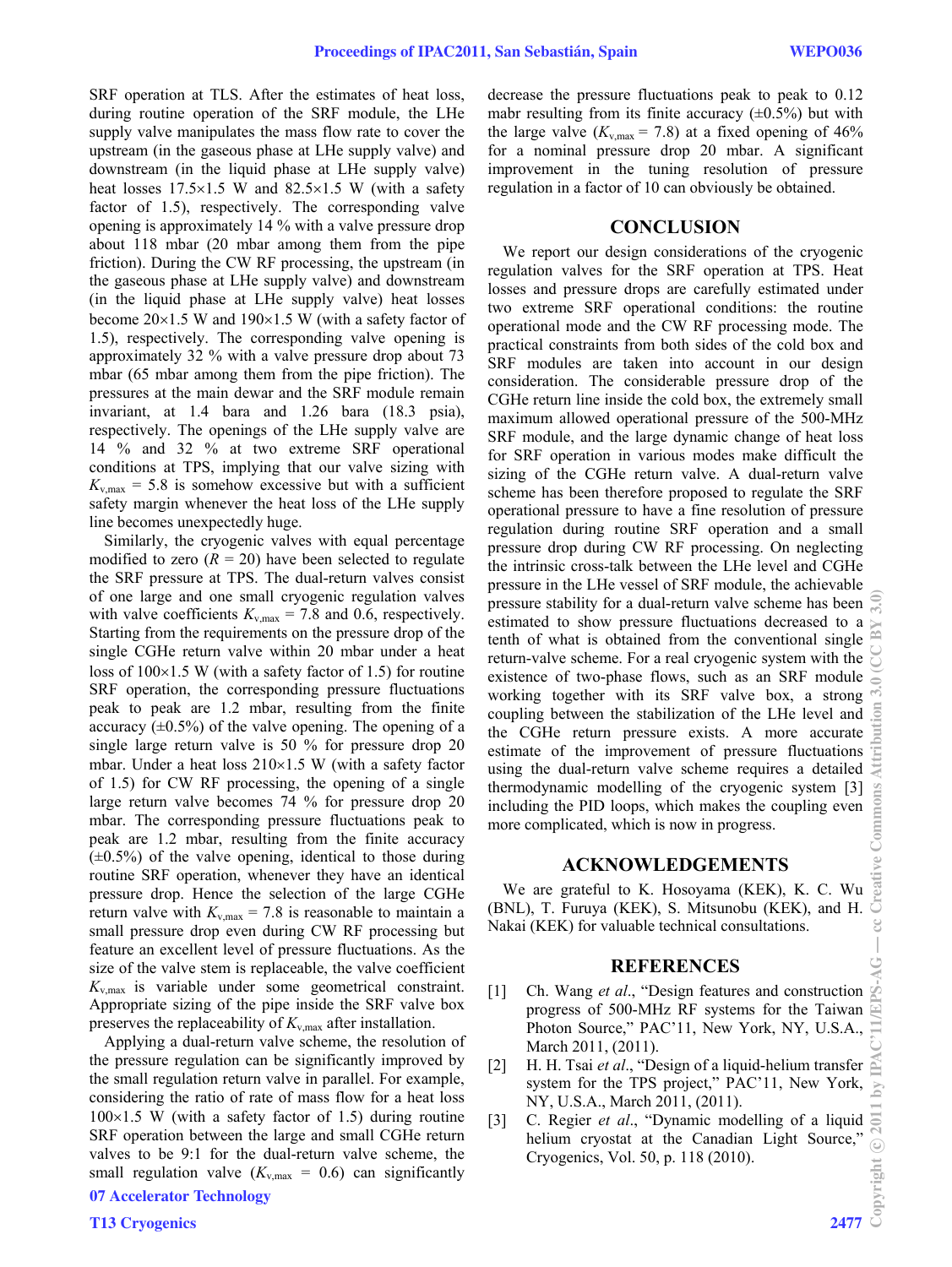SRF operation at TLS. After the estimates of heat loss, during routine operation of the SRF module, the LHe supply valve manipulates the mass flow rate to cover the upstream (in the gaseous phase at LHe supply valve) and downstream (in the liquid phase at LHe supply valve) heat losses 17.5×1.5 W and 82.5×1.5 W (with a safety factor of 1.5), respectively. The corresponding valve opening is approximately 14 % with a valve pressure drop about 118 mbar (20 mbar among them from the pipe friction). During the CW RF processing, the upstream (in the gaseous phase at LHe supply valve) and downstream (in the liquid phase at LHe supply valve) heat losses become 20×1.5 W and 190×1.5 W (with a safety factor of 1.5), respectively. The corresponding valve opening is approximately 32 % with a valve pressure drop about 73 mbar (65 mbar among them from the pipe friction). The pressures at the main dewar and the SRF module remain invariant, at 1.4 bara and 1.26 bara (18.3 psia), respectively. The openings of the LHe supply valve are 14 % and 32 % at two extreme SRF operational conditions at TPS, implying that our valve sizing with $K_{v,max}$ = 5.8 is somehow excessive but with a sufficient safety margin whenever the heat loss of the LHe supply line becomes unexpectedly huge.

Similarly, the cryogenic valves with equal percentage modified to zero ($R$ = 20) have been selected to regulate the SRF pressure at TPS. The dual-return valves consist of one large and one small cryogenic regulation valves with valve coefficients $K_{v,max}$ = 7.8 and 0.6, respectively. Starting from the requirements on the pressure drop of the single CGHe return valve within 20 mbar under a heat loss of 100×1.5 W (with a safety factor of 1.5) for routine SRF operation, the corresponding pressure fluctuations peak to peak are 1.2 mbar, resulting from the finite accuracy (±0.5%) of the valve opening. The opening of a single large return valve is 50 % for pressure drop 20 mbar. Under a heat loss 210×1.5 W (with a safety factor of 1.5) for CW RF processing, the opening of a single large return valve becomes 74 % for pressure drop 20 mbar. The corresponding pressure fluctuations peak to peak are 1.2 mbar, resulting from the finite accuracy (±0.5%) of the valve opening, identical to those during routine SRF operation, whenever they have an identical pressure drop. Hence the selection of the large CGHe return valve with $K_{v,max}$ = 7.8 is reasonable to maintain a small pressure drop even during CW RF processing but feature an excellent level of pressure fluctuations. As the size of the valve stem is replaceable, the valve coefficient $K_{v,max}$ is variable under some geometrical constraint. Appropriate sizing of the pipe inside the SRF valve box preserves the replaceability of $K_{v,max}$ after installation.

Applying a dual-return valve scheme, the resolution of the pressure regulation can be significantly improved by the small regulation return valve in parallel. For example, considering the ratio of rate of mass flow for a heat loss 100×1.5 W (with a safety factor of 1.5) during routine SRF operation between the large and small CGHe return valves to be 9:1 for the dual-return valve scheme, the small regulation valve ($K_{v,max}$ = 0.6) can significantly decrease the pressure fluctuations peak to peak to 0.12 mabr resulting from its finite accuracy (±0.5%) but with the large valve ($K_{v,max}$ = 7.8) at a fixed opening of 46% for a nominal pressure drop 20 mbar. A significant improvement in the tuning resolution of pressure regulation in a factor of 10 can obviously be obtained.

## CONCLUSION

We report our design considerations of the cryogenic regulation valves for the SRF operation at TPS. Heat losses and pressure drops are carefully estimated under two extreme SRF operational conditions: the routine operational mode and the CW RF processing mode. The practical constraints from both sides of the cold box and SRF modules are taken into account in our design consideration. The considerable pressure drop of the CGHe return line inside the cold box, the extremely small maximum allowed operational pressure of the 500-MHz SRF module, and the large dynamic change of heat loss for SRF operation in various modes make difficult the sizing of the CGHe return valve. A dual-return valve scheme has been therefore proposed to regulate the SRF operational pressure to have a fine resolution of pressure regulation during routine SRF operation and a small pressure drop during CW RF processing. On neglecting the intrinsic cross-talk between the LHe level and CGHe pressure in the LHe vessel of SRF module, the achievable pressure stability for a dual-return valve scheme has been estimated to show pressure fluctuations decreased to a tenth of what is obtained from the conventional single return-valve scheme. For a real cryogenic system with the existence of two-phase flows, such as an SRF module working together with its SRF valve box, a strong coupling between the stabilization of the LHe level and the CGHe return pressure exists. A more accurate estimate of the improvement of pressure fluctuations using the dual-return valve scheme requires a detailed thermodynamic modelling of the cryogenic system [3] including the PID loops, which makes the coupling even more complicated, which is now in progress.

## ACKNOWLEDGEMENTS

We are grateful to K. Hosoyama (KEK), K. C. Wu (BNL), T. Furuya (KEK), S. Mitsunobu (KEK), and H. Nakai (KEK) for valuable technical consultations.

## REFERENCES

[1] Ch. Wang *et al.*, "Design features and construction progress of 500-MHz RF systems for the Taiwan Photon Source," PAC'11, New York, NY, U.S.A., March 2011, (2011).

[2] H. H. Tsai *et al.*, "Design of a liquid-helium transfer system for the TPS project," PAC'11, New York, NY, U.S.A., March 2011, (2011).

[3] C. Regier *et al.*, "Dynamic modelling of a liquid helium cryostat at the Canadian Light Source," Cryogenics, Vol. 50, p. 118 (2010).